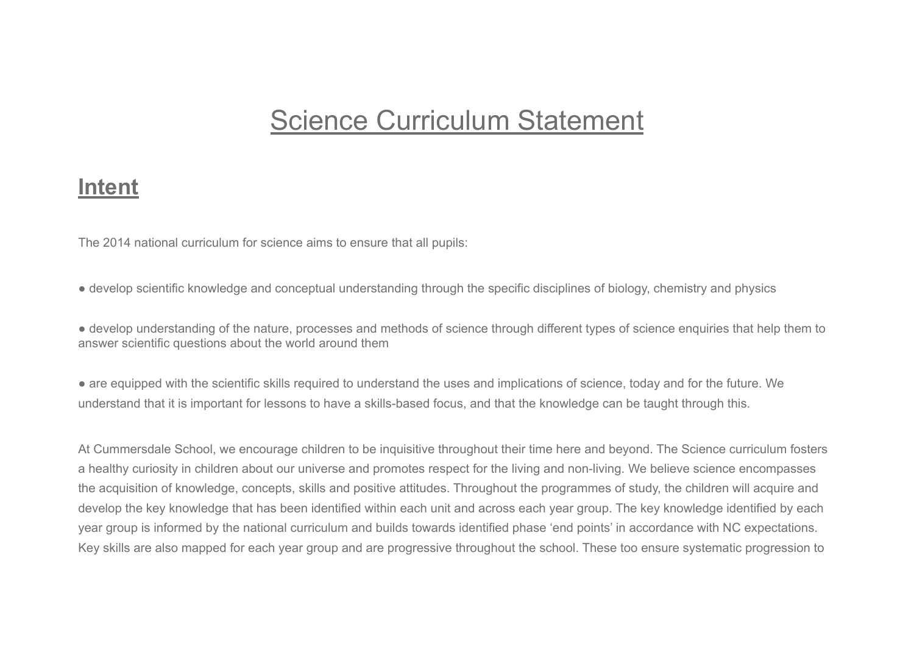# Science Curriculum Statement

## Intent

The 2014 national curriculum for science aims to ensure that all pupils:

- develop scientific knowledge and conceptual understanding through the specific disciplines of biology, chemistry and physics
- develop understanding of the nature, processes and methods of science through different types of science enquiries that help them to answer scientific questions about the world around them
- are equipped with the scientific skills required to understand the uses and implications of science, today and for the future. We understand that it is important for lessons to have a skills-based focus, and that the knowledge can be taught through this.

At Cummersdale School, we encourage children to be inquisitive throughout their time here and beyond. The Science curriculum fosters a healthy curiosity in children about our universe and promotes respect for the living and non-living. We believe science encompasses the acquisition of knowledge, concepts, skills and positive attitudes. Throughout the programmes of study, the children will acquire and develop the key knowledge that has been identified within each unit and across each year group. The key knowledge identified by each year group is informed by the national curriculum and builds towards identified phase 'end points' in accordance with NC expectations. Key skills are also mapped for each year group and are progressive throughout the school. These too ensure systematic progression to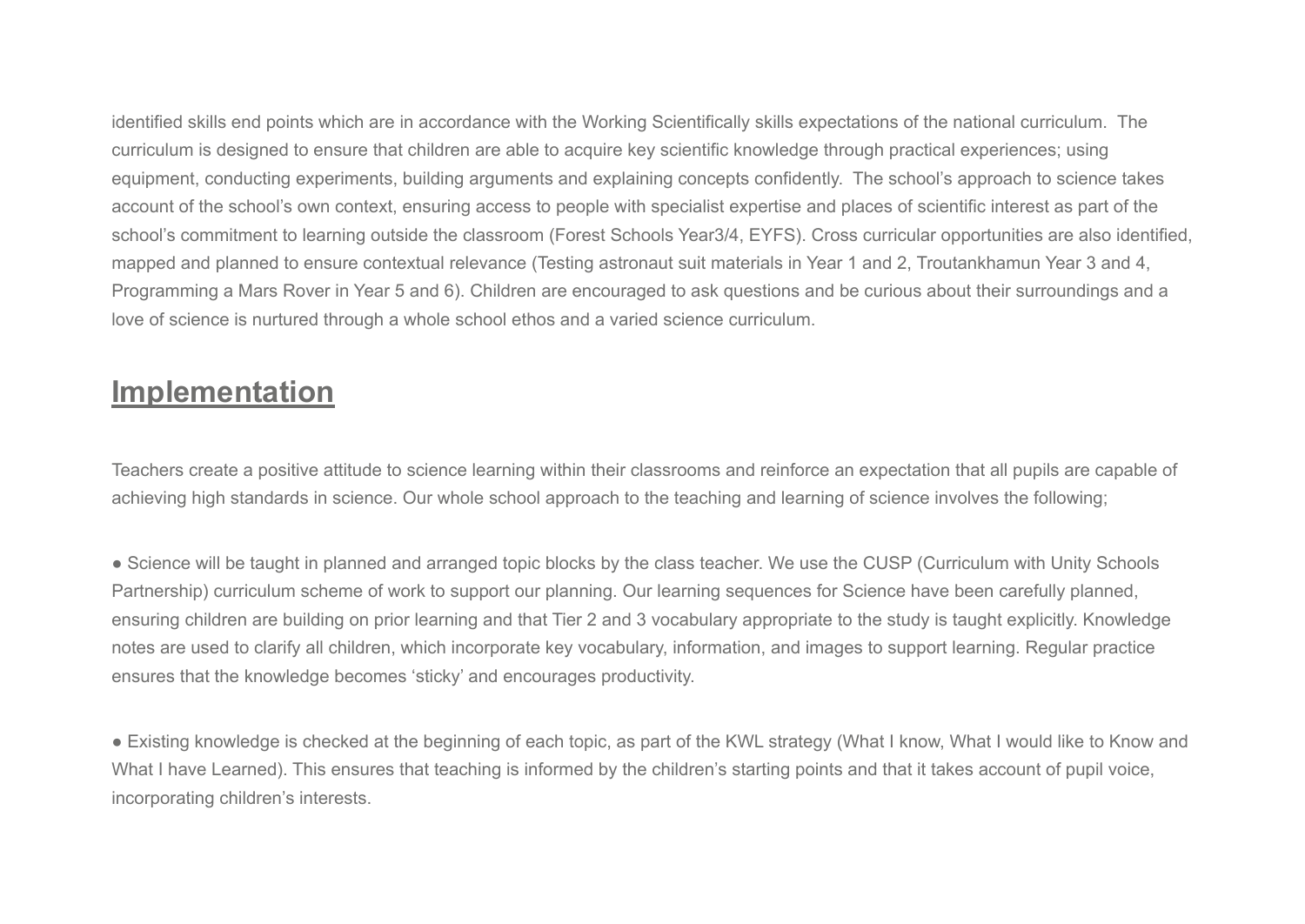identified skills end points which are in accordance with the Working Scientifically skills expectations of the national curriculum. The curriculum is designed to ensure that children are able to acquire key scientific knowledge through practical experiences; using equipment, conducting experiments, building arguments and explaining concepts confidently. The school's approach to science takes account of the school's own context, ensuring access to people with specialist expertise and places of scientific interest as part of the school's commitment to learning outside the classroom (Forest Schools Year3/4, EYFS). Cross curricular opportunities are also identified, mapped and planned to ensure contextual relevance (Testing astronaut suit materials in Year 1 and 2, Troutankhamun Year 3 and 4, Programming a Mars Rover in Year 5 and 6). Children are encouraged to ask questions and be curious about their surroundings and a love of science is nurtured through a whole school ethos and a varied science curriculum.

## Implementation

Teachers create a positive attitude to science learning within their classrooms and reinforce an expectation that all pupils are capable of achieving high standards in science. Our whole school approach to the teaching and learning of science involves the following;

● Science will be taught in planned and arranged topic blocks by the class teacher. We use the CUSP (Curriculum with Unity Schools Partnership) curriculum scheme of work to support our planning. Our learning sequences for Science have been carefully planned, ensuring children are building on prior learning and that Tier 2 and 3 vocabulary appropriate to the study is taught explicitly. Knowledge notes are used to clarify all children, which incorporate key vocabulary, information, and images to support learning. Regular practice ensures that the knowledge becomes 'sticky' and encourages productivity.

● Existing knowledge is checked at the beginning of each topic, as part of the KWL strategy (What I know, What I would like to Know and What I have Learned). This ensures that teaching is informed by the children's starting points and that it takes account of pupil voice, incorporating children's interests.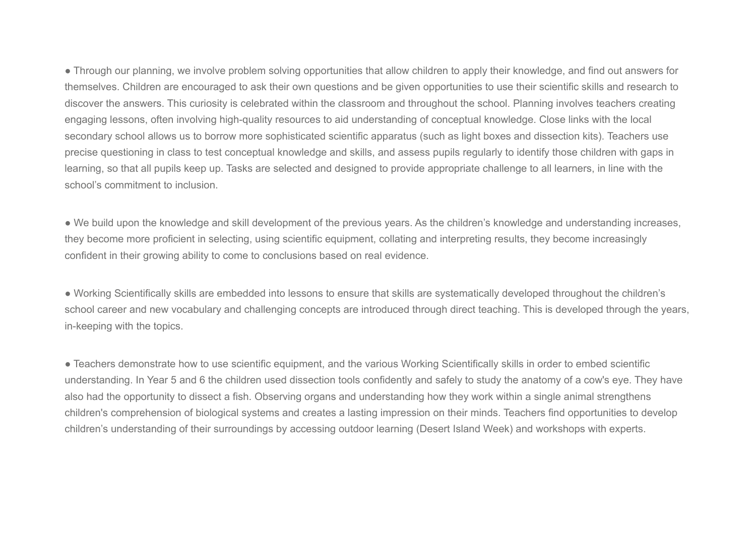- Through our planning, we involve problem solving opportunities that allow children to apply their knowledge, and find out answers for themselves. Children are encouraged to ask their own questions and be given opportunities to use their scientific skills and research to discover the answers. This curiosity is celebrated within the classroom and throughout the school. Planning involves teachers creating engaging lessons, often involving high-quality resources to aid understanding of conceptual knowledge. Close links with the local secondary school allows us to borrow more sophisticated scientific apparatus (such as light boxes and dissection kits). Teachers use precise questioning in class to test conceptual knowledge and skills, and assess pupils regularly to identify those children with gaps in learning, so that all pupils keep up. Tasks are selected and designed to provide appropriate challenge to all learners, in line with the school's commitment to inclusion.

- We build upon the knowledge and skill development of the previous years. As the children's knowledge and understanding increases, they become more proficient in selecting, using scientific equipment, collating and interpreting results, they become increasingly confident in their growing ability to come to conclusions based on real evidence.

- Working Scientifically skills are embedded into lessons to ensure that skills are systematically developed throughout the children's school career and new vocabulary and challenging concepts are introduced through direct teaching. This is developed through the years, in-keeping with the topics.

- Teachers demonstrate how to use scientific equipment, and the various Working Scientifically skills in order to embed scientific understanding. In Year 5 and 6 the children used dissection tools confidently and safely to study the anatomy of a cow's eye. They have also had the opportunity to dissect a fish. Observing organs and understanding how they work within a single animal strengthens children's comprehension of biological systems and creates a lasting impression on their minds. Teachers find opportunities to develop children's understanding of their surroundings by accessing outdoor learning (Desert Island Week) and workshops with experts.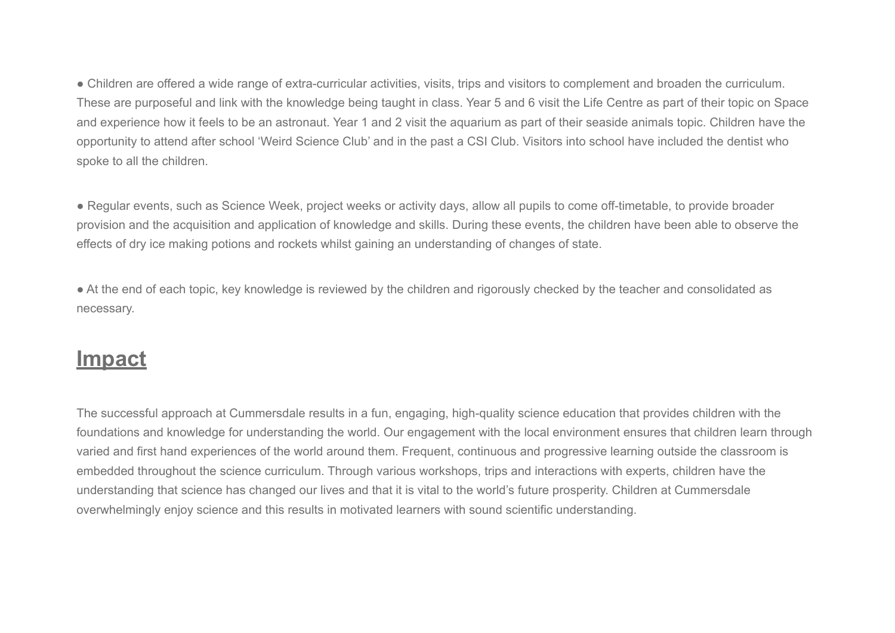- Children are offered a wide range of extra-curricular activities, visits, trips and visitors to complement and broaden the curriculum. These are purposeful and link with the knowledge being taught in class. Year 5 and 6 visit the Life Centre as part of their topic on Space and experience how it feels to be an astronaut. Year 1 and 2 visit the aquarium as part of their seaside animals topic. Children have the opportunity to attend after school 'Weird Science Club' and in the past a CSI Club. Visitors into school have included the dentist who spoke to all the children.

- Regular events, such as Science Week, project weeks or activity days, allow all pupils to come off-timetable, to provide broader provision and the acquisition and application of knowledge and skills. During these events, the children have been able to observe the effects of dry ice making potions and rockets whilst gaining an understanding of changes of state.

- At the end of each topic, key knowledge is reviewed by the children and rigorously checked by the teacher and consolidated as necessary.

## Impact

The successful approach at Cummersdale results in a fun, engaging, high-quality science education that provides children with the foundations and knowledge for understanding the world. Our engagement with the local environment ensures that children learn through varied and first hand experiences of the world around them. Frequent, continuous and progressive learning outside the classroom is embedded throughout the science curriculum. Through various workshops, trips and interactions with experts, children have the understanding that science has changed our lives and that it is vital to the world's future prosperity. Children at Cummersdale overwhelmingly enjoy science and this results in motivated learners with sound scientific understanding.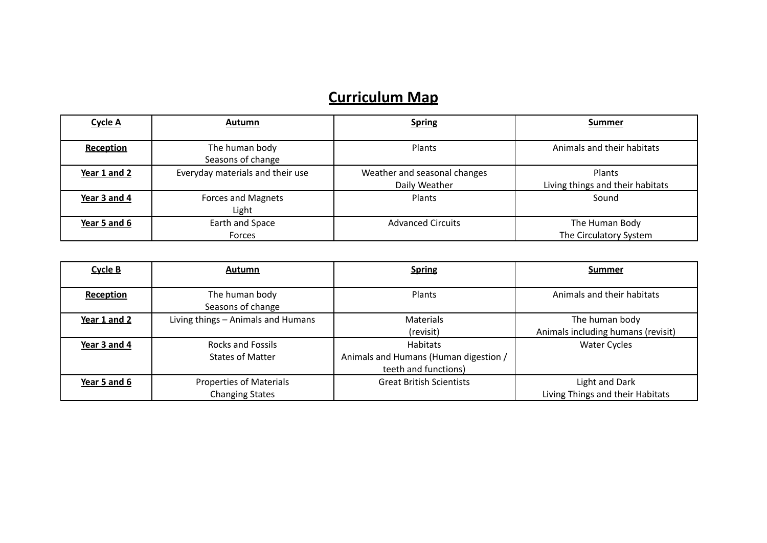# Curriculum Map

| Cycle A | Autumn | Spring | Summer |
|---|---|---|---|
| **Reception** | The human body<br>Seasons of change | Plants | Animals and their habitats |
| **Year 1 and 2** | Everyday materials and their use | Weather and seasonal changes<br>Daily Weather | Plants<br>Living things and their habitats |
| **Year 3 and 4** | Forces and Magnets<br>Light | Plants | Sound |
| **Year 5 and 6** | Earth and Space<br>Forces | Advanced Circuits | The Human Body<br>The Circulatory System |

| Cycle B | Autumn | Spring | Summer |
|---|---|---|---|
| **Reception** | The human body<br>Seasons of change | Plants | Animals and their habitats |
| **Year 1 and 2** | Living things – Animals and Humans | Materials<br>(revisit) | The human body<br>Animals including humans (revisit) |
| **Year 3 and 4** | Rocks and Fossils<br>States of Matter | Habitats<br>Animals and Humans (Human digestion / teeth and functions) | Water Cycles |
| **Year 5 and 6** | Properties of Materials<br>Changing States | Great British Scientists | Light and Dark<br>Living Things and their Habitats |